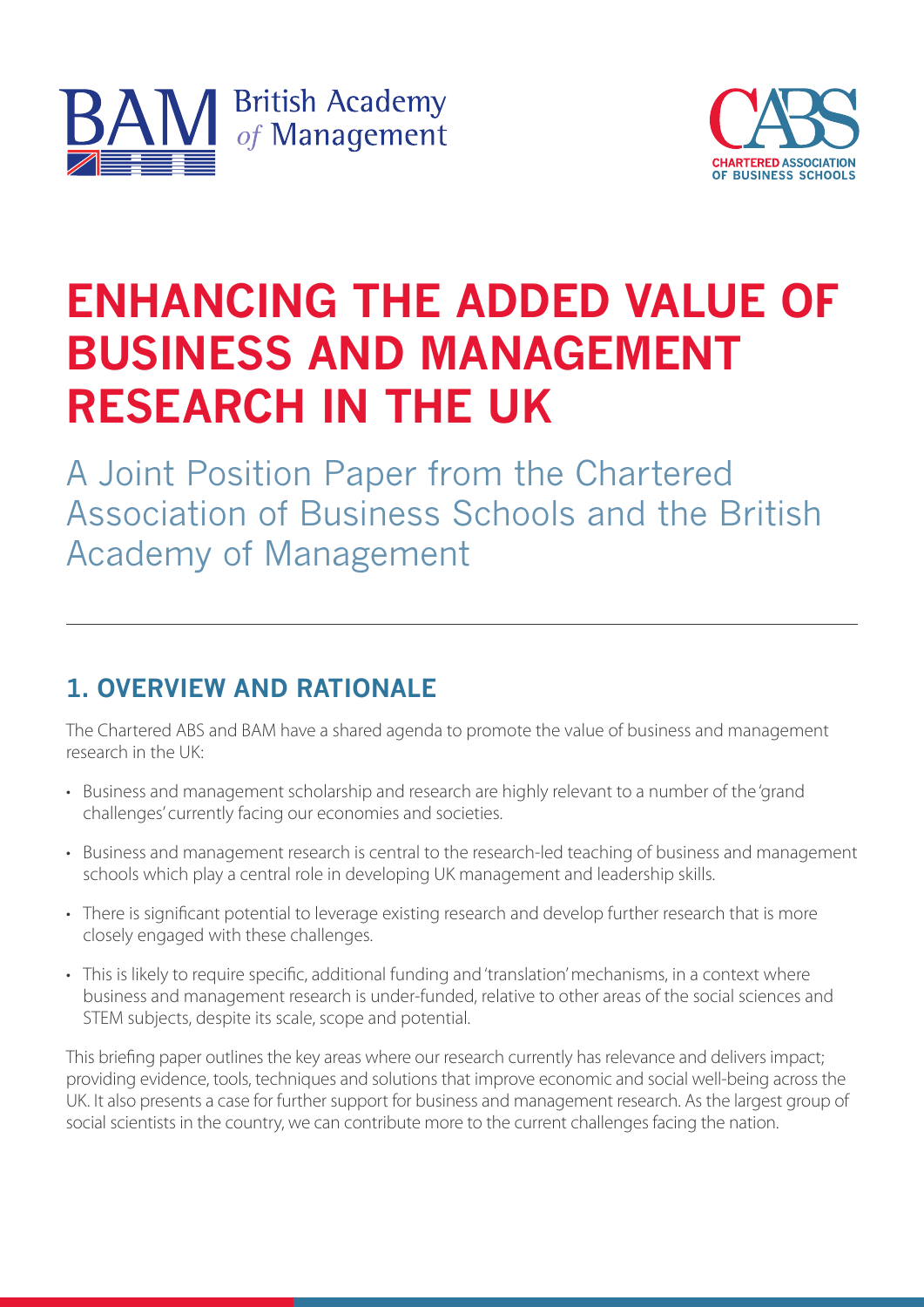# ENHANCING THE ADDED VALUE OF BUSINESS AND MANAGEMENT RESEARCH IN THE UK

A Joint Position Paper from the Chartered Association of Business Schools and the British Academy of Management

## 1. OVERVIEW AND RATIONALE

The Chartered ABS and BAM have a shared agenda to promote the value of business and management research in the UK:

- Business and management scholarship and research are highly relevant to a number of the 'grand challenges' currently facing our economies and societies.
- Business and management research is central to the research-led teaching of business and management schools which play a central role in developing UK management and leadership skills.
- There is significant potential to leverage existing research and develop further research that is more closely engaged with these challenges.
- This is likely to require specific, additional funding and 'translation' mechanisms, in a context where business and management research is under-funded, relative to other areas of the social sciences and STEM subjects, despite its scale, scope and potential.

This briefing paper outlines the key areas where our research currently has relevance and delivers impact; providing evidence, tools, techniques and solutions that improve economic and social well-being across the UK. It also presents a case for further support for business and management research. As the largest group of social scientists in the country, we can contribute more to the current challenges facing the nation.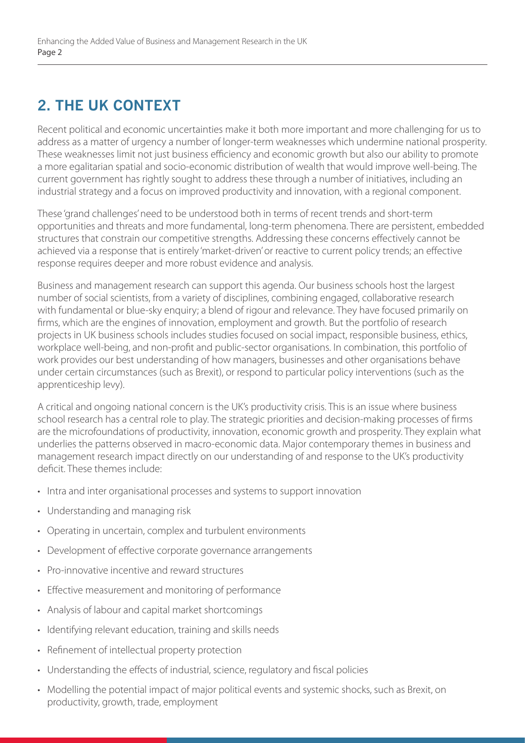## 2. THE UK CONTEXT

Recent political and economic uncertainties make it both more important and more challenging for us to address as a matter of urgency a number of longer-term weaknesses which undermine national prosperity. These weaknesses limit not just business efficiency and economic growth but also our ability to promote a more egalitarian spatial and socio-economic distribution of wealth that would improve well-being. The current government has rightly sought to address these through a number of initiatives, including an industrial strategy and a focus on improved productivity and innovation, with a regional component.

These 'grand challenges' need to be understood both in terms of recent trends and short-term opportunities and threats and more fundamental, long-term phenomena. There are persistent, embedded structures that constrain our competitive strengths. Addressing these concerns effectively cannot be achieved via a response that is entirely 'market-driven' or reactive to current policy trends; an effective response requires deeper and more robust evidence and analysis.

Business and management research can support this agenda. Our business schools host the largest number of social scientists, from a variety of disciplines, combining engaged, collaborative research with fundamental or blue-sky enquiry; a blend of rigour and relevance. They have focused primarily on firms, which are the engines of innovation, employment and growth. But the portfolio of research projects in UK business schools includes studies focused on social impact, responsible business, ethics, workplace well-being, and non-profit and public-sector organisations. In combination, this portfolio of work provides our best understanding of how managers, businesses and other organisations behave under certain circumstances (such as Brexit), or respond to particular policy interventions (such as the apprenticeship levy).

A critical and ongoing national concern is the UK's productivity crisis. This is an issue where business school research has a central role to play. The strategic priorities and decision-making processes of firms are the microfoundations of productivity, innovation, economic growth and prosperity. They explain what underlies the patterns observed in macro-economic data. Major contemporary themes in business and management research impact directly on our understanding of and response to the UK's productivity deficit. These themes include:

- Intra and inter organisational processes and systems to support innovation
- Understanding and managing risk
- Operating in uncertain, complex and turbulent environments
- Development of effective corporate governance arrangements
- Pro-innovative incentive and reward structures
- Effective measurement and monitoring of performance
- Analysis of labour and capital market shortcomings
- Identifying relevant education, training and skills needs
- Refinement of intellectual property protection
- Understanding the effects of industrial, science, regulatory and fiscal policies
- Modelling the potential impact of major political events and systemic shocks, such as Brexit, on productivity, growth, trade, employment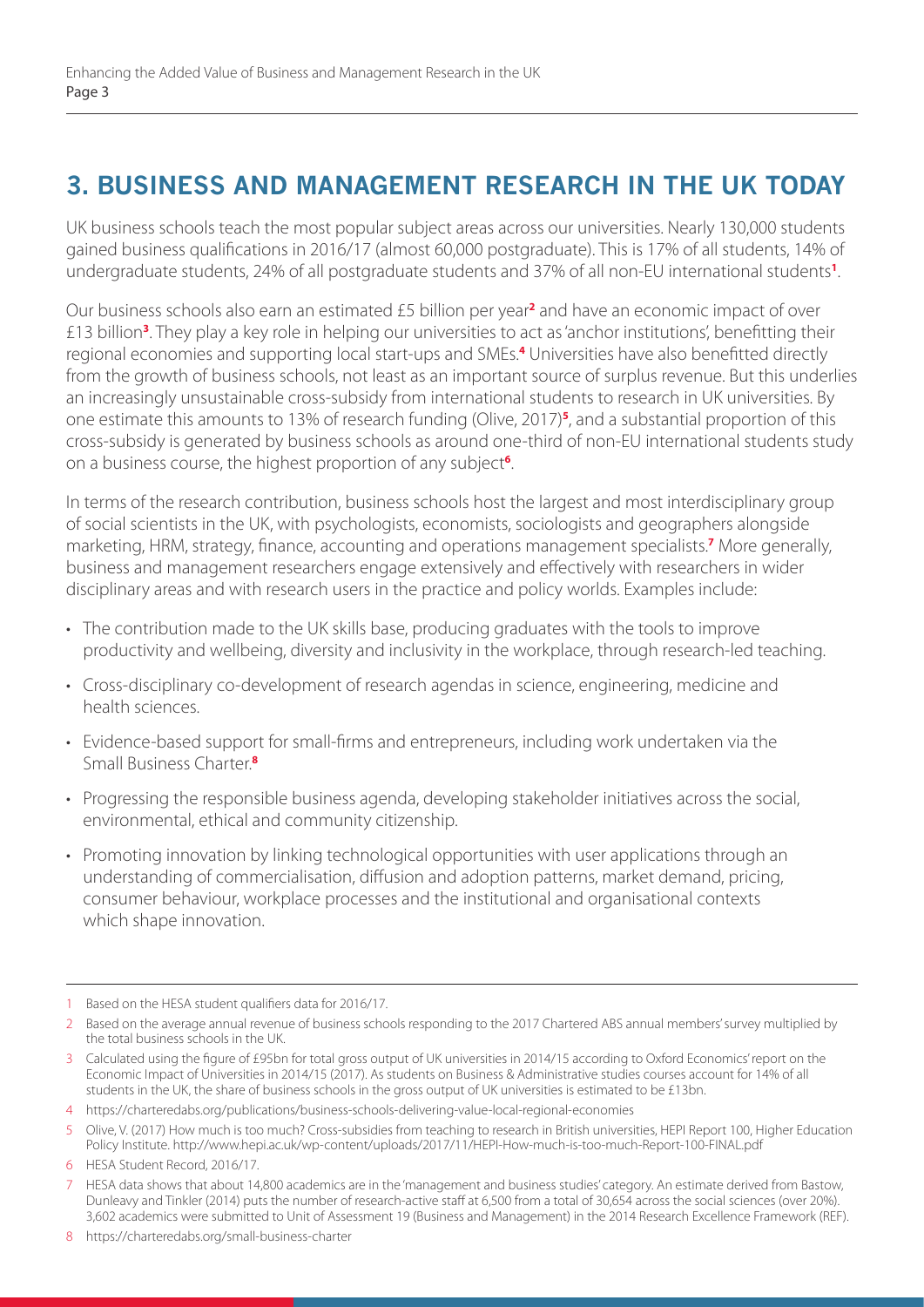## 3. BUSINESS AND MANAGEMENT RESEARCH IN THE UK TODAY

UK business schools teach the most popular subject areas across our universities. Nearly 130,000 students gained business qualifications in 2016/17 (almost 60,000 postgraduate). This is 17% of all students, 14% of undergraduate students, 24% of all postgraduate students and 37% of all non-EU international students[1].

Our business schools also earn an estimated £5 billion per year[2] and have an economic impact of over £13 billion[3]. They play a key role in helping our universities to act as 'anchor institutions', benefitting their regional economies and supporting local start-ups and SMEs.[4] Universities have also benefitted directly from the growth of business schools, not least as an important source of surplus revenue. But this underlies an increasingly unsustainable cross-subsidy from international students to research in UK universities. By one estimate this amounts to 13% of research funding (Olive, 2017)[5], and a substantial proportion of this cross-subsidy is generated by business schools as around one-third of non-EU international students study on a business course, the highest proportion of any subject[6].

In terms of the research contribution, business schools host the largest and most interdisciplinary group of social scientists in the UK, with psychologists, economists, sociologists and geographers alongside marketing, HRM, strategy, finance, accounting and operations management specialists.[7] More generally, business and management researchers engage extensively and effectively with researchers in wider disciplinary areas and with research users in the practice and policy worlds. Examples include:

- The contribution made to the UK skills base, producing graduates with the tools to improve productivity and wellbeing, diversity and inclusivity in the workplace, through research-led teaching.
- Cross-disciplinary co-development of research agendas in science, engineering, medicine and health sciences.
- Evidence-based support for small-firms and entrepreneurs, including work undertaken via the Small Business Charter.[8]
- Progressing the responsible business agenda, developing stakeholder initiatives across the social, environmental, ethical and community citizenship.
- Promoting innovation by linking technological opportunities with user applications through an understanding of commercialisation, diffusion and adoption patterns, market demand, pricing, consumer behaviour, workplace processes and the institutional and organisational contexts which shape innovation.

---

1 Based on the HESA student qualifiers data for 2016/17.

2 Based on the average annual revenue of business schools responding to the 2017 Chartered ABS annual members' survey multiplied by the total business schools in the UK.

3 Calculated using the figure of £95bn for total gross output of UK universities in 2014/15 according to Oxford Economics' report on the Economic Impact of Universities in 2014/15 (2017). As students on Business & Administrative studies courses account for 14% of all students in the UK, the share of business schools in the gross output of UK universities is estimated to be £13bn.

4 https://charteredabs.org/publications/business-schools-delivering-value-local-regional-economies

5 Olive, V. (2017) How much is too much? Cross-subsidies from teaching to research in British universities, HEPI Report 100, Higher Education Policy Institute. http://www.hepi.ac.uk/wp-content/uploads/2017/11/HEPI-How-much-is-too-much-Report-100-FINAL.pdf

6 HESA Student Record, 2016/17.

7 HESA data shows that about 14,800 academics are in the 'management and business studies' category. An estimate derived from Bastow, Dunleavy and Tinkler (2014) puts the number of research-active staff at 6,500 from a total of 30,654 across the social sciences (over 20%). 3,602 academics were submitted to Unit of Assessment 19 (Business and Management) in the 2014 Research Excellence Framework (REF).

8 https://charteredabs.org/small-business-charter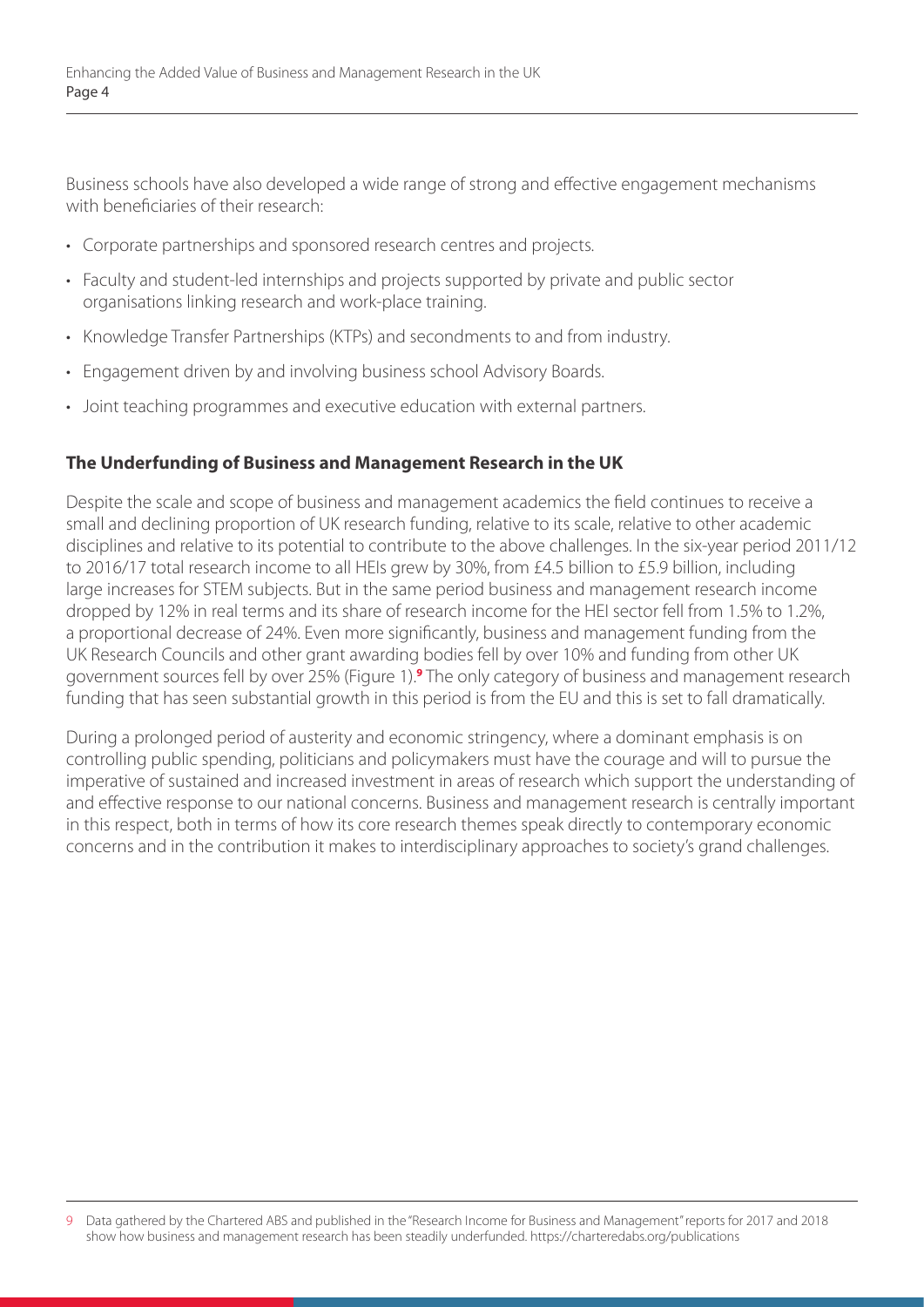Business schools have also developed a wide range of strong and effective engagement mechanisms with beneficiaries of their research:

- Corporate partnerships and sponsored research centres and projects.
- Faculty and student-led internships and projects supported by private and public sector organisations linking research and work-place training.
- Knowledge Transfer Partnerships (KTPs) and secondments to and from industry.
- Engagement driven by and involving business school Advisory Boards.
- Joint teaching programmes and executive education with external partners.

## The Underfunding of Business and Management Research in the UK

Despite the scale and scope of business and management academics the field continues to receive a small and declining proportion of UK research funding, relative to its scale, relative to other academic disciplines and relative to its potential to contribute to the above challenges. In the six-year period 2011/12 to 2016/17 total research income to all HEIs grew by 30%, from £4.5 billion to £5.9 billion, including large increases for STEM subjects. But in the same period business and management research income dropped by 12% in real terms and its share of research income for the HEI sector fell from 1.5% to 1.2%, a proportional decrease of 24%. Even more significantly, business and management funding from the UK Research Councils and other grant awarding bodies fell by over 10% and funding from other UK government sources fell by over 25% (Figure 1).[9] The only category of business and management research funding that has seen substantial growth in this period is from the EU and this is set to fall dramatically.

During a prolonged period of austerity and economic stringency, where a dominant emphasis is on controlling public spending, politicians and policymakers must have the courage and will to pursue the imperative of sustained and increased investment in areas of research which support the understanding of and effective response to our national concerns. Business and management research is centrally important in this respect, both in terms of how its core research themes speak directly to contemporary economic concerns and in the contribution it makes to interdisciplinary approaches to society's grand challenges.

---

9 Data gathered by the Chartered ABS and published in the "Research Income for Business and Management" reports for 2017 and 2018 show how business and management research has been steadily underfunded. https://charteredabs.org/publications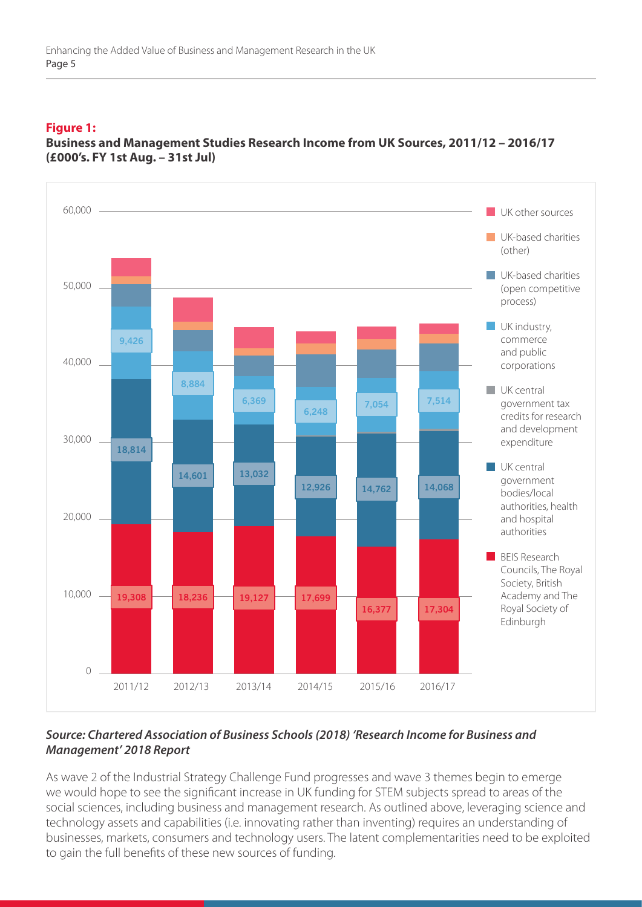**Figure 1:**

**Business and Management Studies Research Income from UK Sources, 2011/12 – 2016/17 (£000's. FY 1st Aug. – 31st Jul)**

| | 2011/12 | 2012/13 | 2013/14 | 2014/15 | 2015/16 | 2016/17 |
|---|---|---|---|---|---|---|
| UK industry, commerce and public corporations | 9,426 | 8,884 | 6,369 | 6,248 | 7,054 | 7,514 |
| UK central government bodies/local authorities, health and hospital authorities | 18,814 | 14,601 | 13,032 | 12,926 | 14,762 | 14,068 |
| BEIS Research Councils, The Royal Society, British Academy and The Royal Society of Edinburgh | 19,308 | 18,236 | 19,127 | 17,699 | 16,377 | 17,304 |

Legend: UK other sources; UK-based charities (other); UK-based charities (open competitive process); UK industry, commerce and public corporations; UK central government tax credits for research and development expenditure; UK central government bodies/local authorities, health and hospital authorities; BEIS Research Councils, The Royal Society, British Academy and The Royal Society of Edinburgh

***Source: Chartered Association of Business Schools (2018) 'Research Income for Business and Management' 2018 Report***

As wave 2 of the Industrial Strategy Challenge Fund progresses and wave 3 themes begin to emerge we would hope to see the significant increase in UK funding for STEM subjects spread to areas of the social sciences, including business and management research. As outlined above, leveraging science and technology assets and capabilities (i.e. innovating rather than inventing) requires an understanding of businesses, markets, consumers and technology users. The latent complementarities need to be exploited to gain the full benefits of these new sources of funding.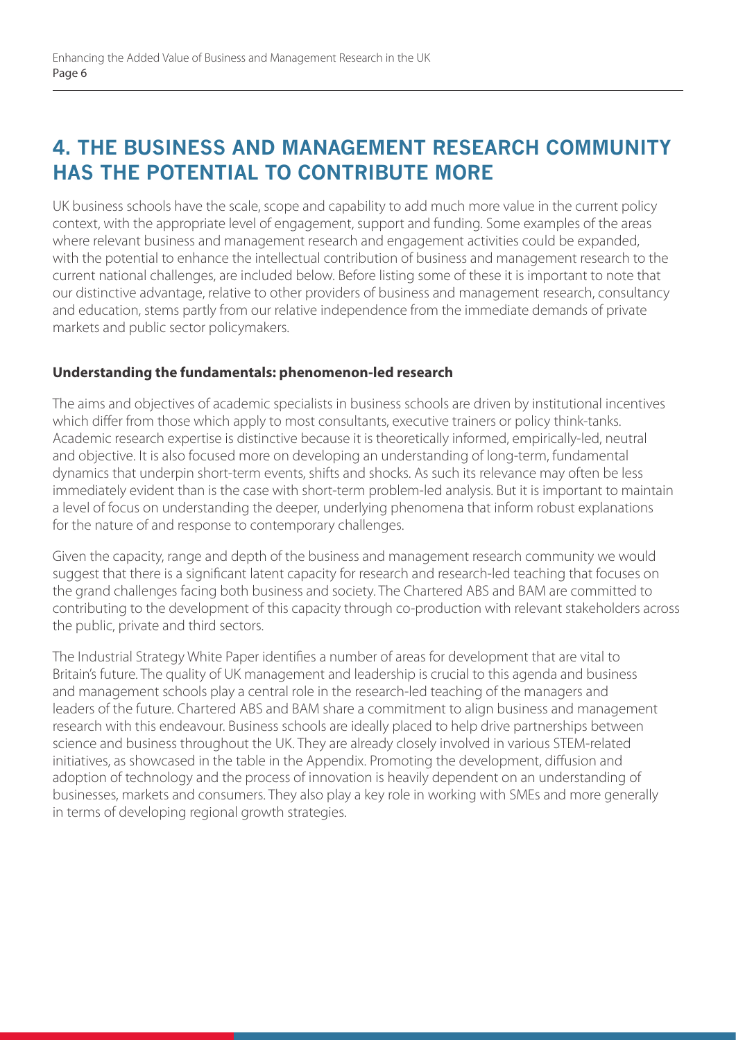## 4. THE BUSINESS AND MANAGEMENT RESEARCH COMMUNITY HAS THE POTENTIAL TO CONTRIBUTE MORE

UK business schools have the scale, scope and capability to add much more value in the current policy context, with the appropriate level of engagement, support and funding. Some examples of the areas where relevant business and management research and engagement activities could be expanded, with the potential to enhance the intellectual contribution of business and management research to the current national challenges, are included below. Before listing some of these it is important to note that our distinctive advantage, relative to other providers of business and management research, consultancy and education, stems partly from our relative independence from the immediate demands of private markets and public sector policymakers.

**Understanding the fundamentals: phenomenon-led research**

The aims and objectives of academic specialists in business schools are driven by institutional incentives which differ from those which apply to most consultants, executive trainers or policy think-tanks. Academic research expertise is distinctive because it is theoretically informed, empirically-led, neutral and objective. It is also focused more on developing an understanding of long-term, fundamental dynamics that underpin short-term events, shifts and shocks. As such its relevance may often be less immediately evident than is the case with short-term problem-led analysis. But it is important to maintain a level of focus on understanding the deeper, underlying phenomena that inform robust explanations for the nature of and response to contemporary challenges.

Given the capacity, range and depth of the business and management research community we would suggest that there is a significant latent capacity for research and research-led teaching that focuses on the grand challenges facing both business and society. The Chartered ABS and BAM are committed to contributing to the development of this capacity through co-production with relevant stakeholders across the public, private and third sectors.

The Industrial Strategy White Paper identifies a number of areas for development that are vital to Britain's future. The quality of UK management and leadership is crucial to this agenda and business and management schools play a central role in the research-led teaching of the managers and leaders of the future. Chartered ABS and BAM share a commitment to align business and management research with this endeavour. Business schools are ideally placed to help drive partnerships between science and business throughout the UK. They are already closely involved in various STEM-related initiatives, as showcased in the table in the Appendix. Promoting the development, diffusion and adoption of technology and the process of innovation is heavily dependent on an understanding of businesses, markets and consumers. They also play a key role in working with SMEs and more generally in terms of developing regional growth strategies.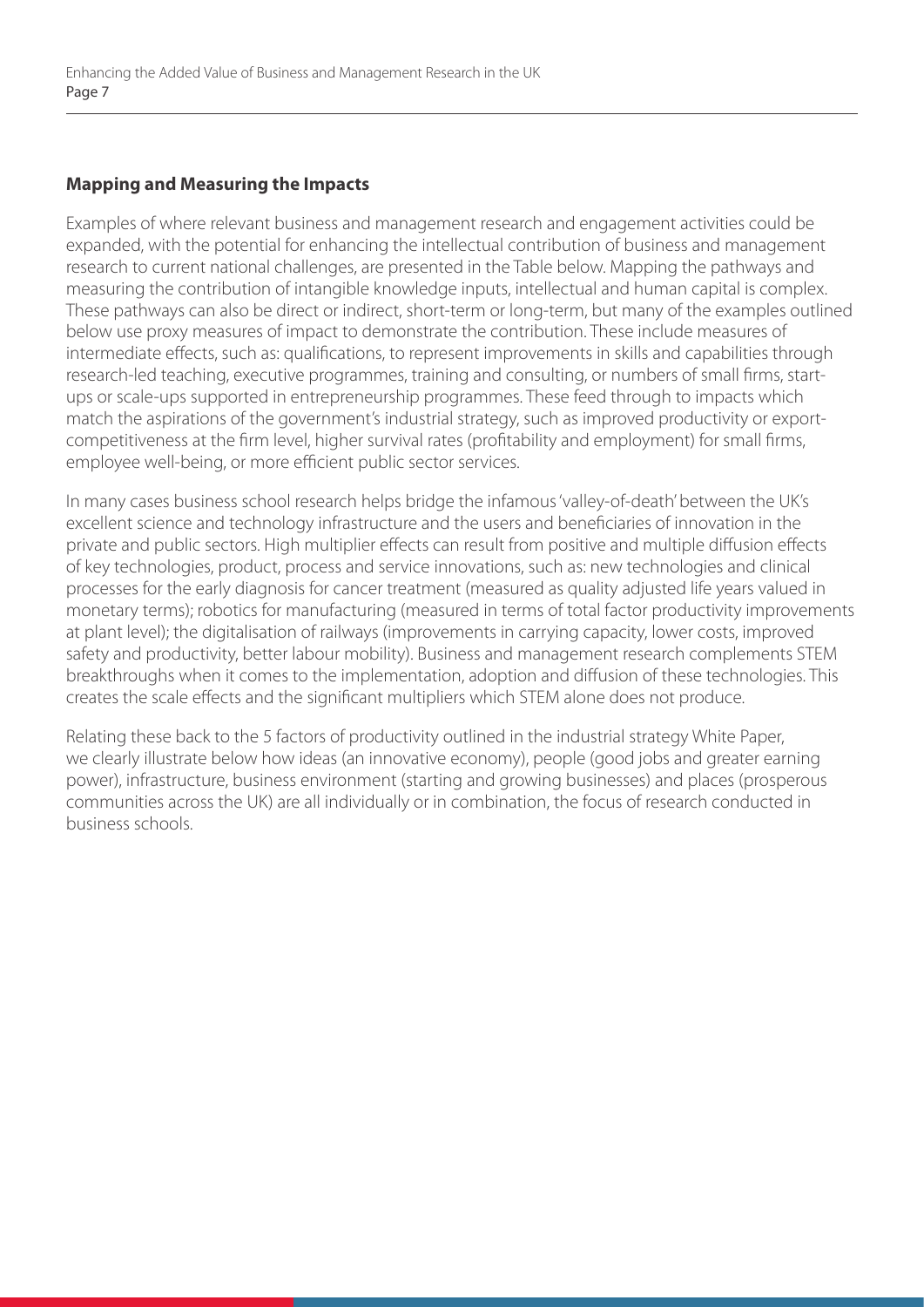## Mapping and Measuring the Impacts

Examples of where relevant business and management research and engagement activities could be expanded, with the potential for enhancing the intellectual contribution of business and management research to current national challenges, are presented in the Table below. Mapping the pathways and measuring the contribution of intangible knowledge inputs, intellectual and human capital is complex. These pathways can also be direct or indirect, short-term or long-term, but many of the examples outlined below use proxy measures of impact to demonstrate the contribution. These include measures of intermediate effects, such as: qualifications, to represent improvements in skills and capabilities through research-led teaching, executive programmes, training and consulting, or numbers of small firms, start-ups or scale-ups supported in entrepreneurship programmes. These feed through to impacts which match the aspirations of the government's industrial strategy, such as improved productivity or export-competitiveness at the firm level, higher survival rates (profitability and employment) for small firms, employee well-being, or more efficient public sector services.

In many cases business school research helps bridge the infamous 'valley-of-death' between the UK's excellent science and technology infrastructure and the users and beneficiaries of innovation in the private and public sectors. High multiplier effects can result from positive and multiple diffusion effects of key technologies, product, process and service innovations, such as: new technologies and clinical processes for the early diagnosis for cancer treatment (measured as quality adjusted life years valued in monetary terms); robotics for manufacturing (measured in terms of total factor productivity improvements at plant level); the digitalisation of railways (improvements in carrying capacity, lower costs, improved safety and productivity, better labour mobility). Business and management research complements STEM breakthroughs when it comes to the implementation, adoption and diffusion of these technologies. This creates the scale effects and the significant multipliers which STEM alone does not produce.

Relating these back to the 5 factors of productivity outlined in the industrial strategy White Paper, we clearly illustrate below how ideas (an innovative economy), people (good jobs and greater earning power), infrastructure, business environment (starting and growing businesses) and places (prosperous communities across the UK) are all individually or in combination, the focus of research conducted in business schools.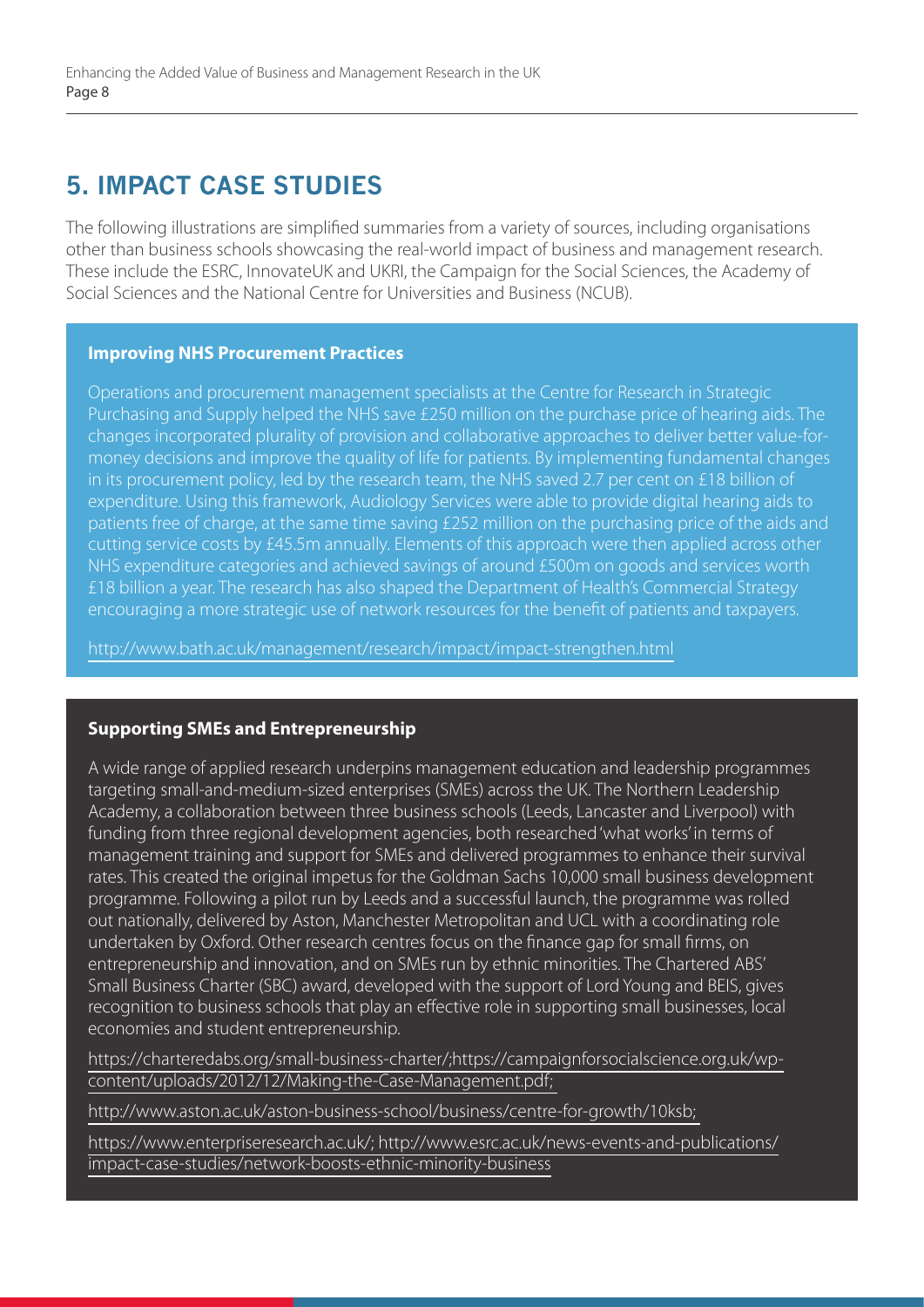## 5. IMPACT CASE STUDIES

The following illustrations are simplified summaries from a variety of sources, including organisations other than business schools showcasing the real-world impact of business and management research. These include the ESRC, InnovateUK and UKRI, the Campaign for the Social Sciences, the Academy of Social Sciences and the National Centre for Universities and Business (NCUB).

**Improving NHS Procurement Practices**

Operations and procurement management specialists at the Centre for Research in Strategic Purchasing and Supply helped the NHS save £250 million on the purchase price of hearing aids. The changes incorporated plurality of provision and collaborative approaches to deliver better value-for-money decisions and improve the quality of life for patients. By implementing fundamental changes in its procurement policy, led by the research team, the NHS saved 2.7 per cent on £18 billion of expenditure. Using this framework, Audiology Services were able to provide digital hearing aids to patients free of charge, at the same time saving £252 million on the purchasing price of the aids and cutting service costs by £45.5m annually. Elements of this approach were then applied across other NHS expenditure categories and achieved savings of around £500m on goods and services worth £18 billion a year. The research has also shaped the Department of Health's Commercial Strategy encouraging a more strategic use of network resources for the benefit of patients and taxpayers.

http://www.bath.ac.uk/management/research/impact/impact-strengthen.html

**Supporting SMEs and Entrepreneurship**

A wide range of applied research underpins management education and leadership programmes targeting small-and-medium-sized enterprises (SMEs) across the UK. The Northern Leadership Academy, a collaboration between three business schools (Leeds, Lancaster and Liverpool) with funding from three regional development agencies, both researched 'what works' in terms of management training and support for SMEs and delivered programmes to enhance their survival rates. This created the original impetus for the Goldman Sachs 10,000 small business development programme. Following a pilot run by Leeds and a successful launch, the programme was rolled out nationally, delivered by Aston, Manchester Metropolitan and UCL with a coordinating role undertaken by Oxford. Other research centres focus on the finance gap for small firms, on entrepreneurship and innovation, and on SMEs run by ethnic minorities. The Chartered ABS' Small Business Charter (SBC) award, developed with the support of Lord Young and BEIS, gives recognition to business schools that play an effective role in supporting small businesses, local economies and student entrepreneurship.

https://charteredabs.org/small-business-charter/;https://campaignforsocialscience.org.uk/wp-content/uploads/2012/12/Making-the-Case-Management.pdf;

http://www.aston.ac.uk/aston-business-school/business/centre-for-growth/10ksb;

https://www.enterpriseresearch.ac.uk/; http://www.esrc.ac.uk/news-events-and-publications/impact-case-studies/network-boosts-ethnic-minority-business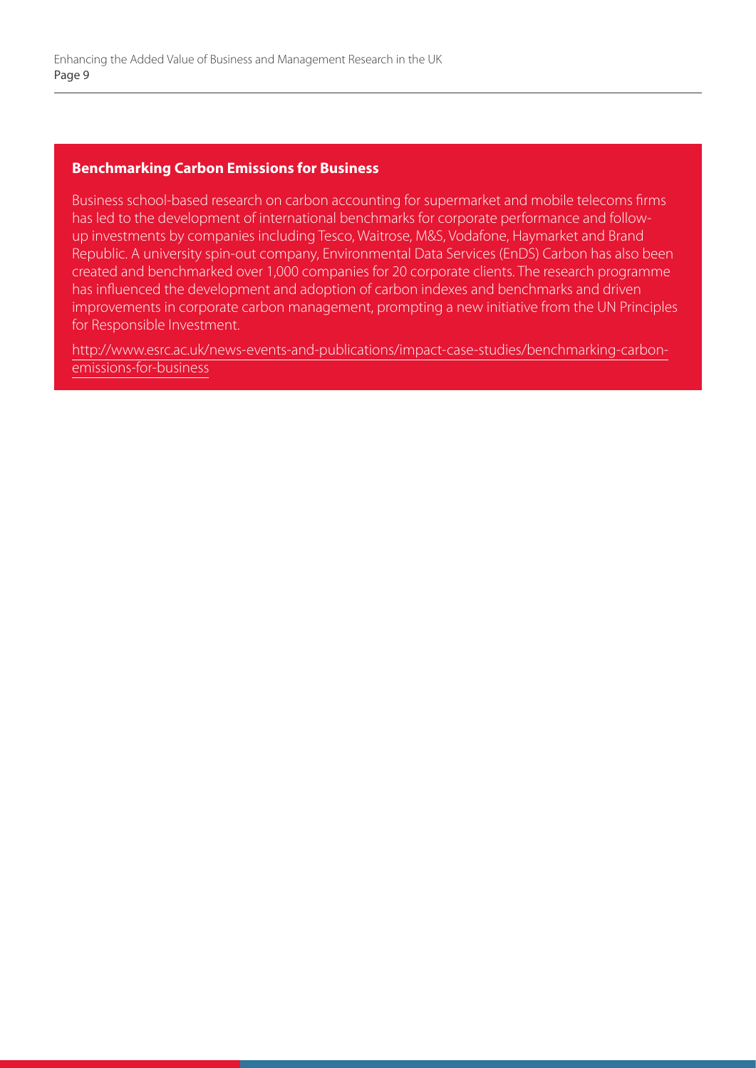### Benchmarking Carbon Emissions for Business

Business school-based research on carbon accounting for supermarket and mobile telecoms firms has led to the development of international benchmarks for corporate performance and follow-up investments by companies including Tesco, Waitrose, M&S, Vodafone, Haymarket and Brand Republic. A university spin-out company, Environmental Data Services (EnDS) Carbon has also been created and benchmarked over 1,000 companies for 20 corporate clients. The research programme has influenced the development and adoption of carbon indexes and benchmarks and driven improvements in corporate carbon management, prompting a new initiative from the UN Principles for Responsible Investment.

http://www.esrc.ac.uk/news-events-and-publications/impact-case-studies/benchmarking-carbon-emissions-for-business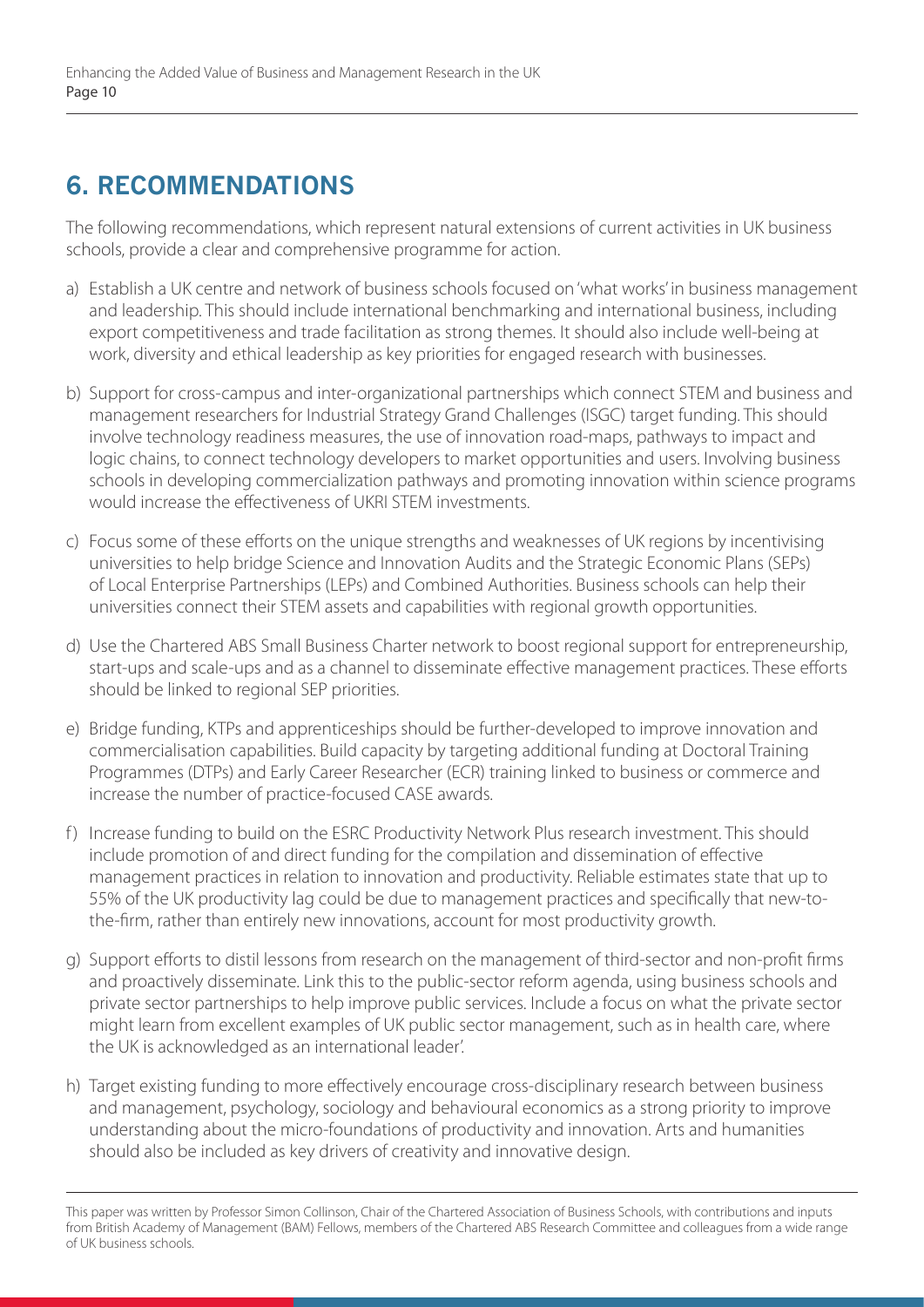## 6. RECOMMENDATIONS

The following recommendations, which represent natural extensions of current activities in UK business schools, provide a clear and comprehensive programme for action.

a) Establish a UK centre and network of business schools focused on 'what works' in business management and leadership. This should include international benchmarking and international business, including export competitiveness and trade facilitation as strong themes. It should also include well-being at work, diversity and ethical leadership as key priorities for engaged research with businesses.

b) Support for cross-campus and inter-organizational partnerships which connect STEM and business and management researchers for Industrial Strategy Grand Challenges (ISGC) target funding. This should involve technology readiness measures, the use of innovation road-maps, pathways to impact and logic chains, to connect technology developers to market opportunities and users. Involving business schools in developing commercialization pathways and promoting innovation within science programs would increase the effectiveness of UKRI STEM investments.

c) Focus some of these efforts on the unique strengths and weaknesses of UK regions by incentivising universities to help bridge Science and Innovation Audits and the Strategic Economic Plans (SEPs) of Local Enterprise Partnerships (LEPs) and Combined Authorities. Business schools can help their universities connect their STEM assets and capabilities with regional growth opportunities.

d) Use the Chartered ABS Small Business Charter network to boost regional support for entrepreneurship, start-ups and scale-ups and as a channel to disseminate effective management practices. These efforts should be linked to regional SEP priorities.

e) Bridge funding, KTPs and apprenticeships should be further-developed to improve innovation and commercialisation capabilities. Build capacity by targeting additional funding at Doctoral Training Programmes (DTPs) and Early Career Researcher (ECR) training linked to business or commerce and increase the number of practice-focused CASE awards.

f) Increase funding to build on the ESRC Productivity Network Plus research investment. This should include promotion of and direct funding for the compilation and dissemination of effective management practices in relation to innovation and productivity. Reliable estimates state that up to 55% of the UK productivity lag could be due to management practices and specifically that new-to-the-firm, rather than entirely new innovations, account for most productivity growth.

g) Support efforts to distil lessons from research on the management of third-sector and non-profit firms and proactively disseminate. Link this to the public-sector reform agenda, using business schools and private sector partnerships to help improve public services. Include a focus on what the private sector might learn from excellent examples of UK public sector management, such as in health care, where the UK is acknowledged as an international leader'.

h) Target existing funding to more effectively encourage cross-disciplinary research between business and management, psychology, sociology and behavioural economics as a strong priority to improve understanding about the micro-foundations of productivity and innovation. Arts and humanities should also be included as key drivers of creativity and innovative design.

---

This paper was written by Professor Simon Collinson, Chair of the Chartered Association of Business Schools, with contributions and inputs from British Academy of Management (BAM) Fellows, members of the Chartered ABS Research Committee and colleagues from a wide range of UK business schools.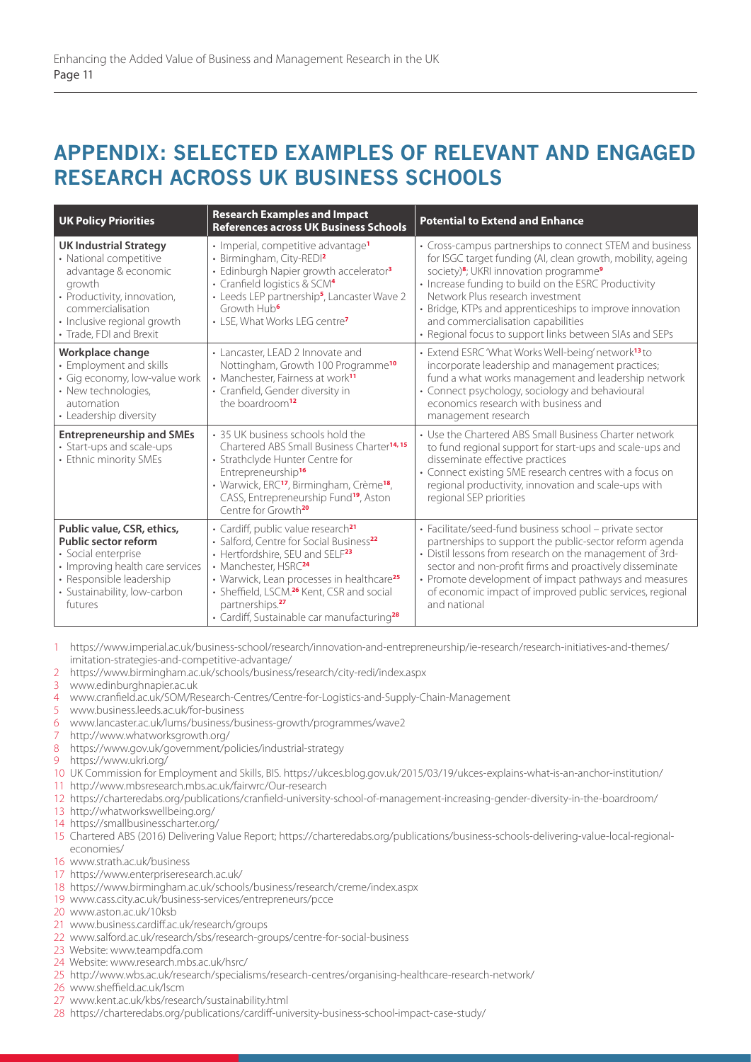# APPENDIX: SELECTED EXAMPLES OF RELEVANT AND ENGAGED RESEARCH ACROSS UK BUSINESS SCHOOLS

| UK Policy Priorities | Research Examples and Impact References across UK Business Schools | Potential to Extend and Enhance |
|---|---|---|
| **UK Industrial Strategy**<br>• National competitive advantage & economic growth<br>• Productivity, innovation, commercialisation<br>• Inclusive regional growth<br>• Trade, FDI and Brexit | • Imperial, competitive advantage[1]<br>• Birmingham, City-REDI[2]<br>• Edinburgh Napier growth accelerator[3]<br>• Cranfield logistics & SCM[4]<br>• Leeds LEP partnership[5], Lancaster Wave 2 Growth Hub[6]<br>• LSE, What Works LEG centre[7] | • Cross-campus partnerships to connect STEM and business for ISGC target funding (AI, clean growth, mobility, ageing society)[8]; UKRI innovation programme[9]<br>• Increase funding to build on the ESRC Productivity Network Plus research investment<br>• Bridge, KTPs and apprenticeships to improve innovation and commercialisation capabilities<br>• Regional focus to support links between SIAs and SEPs |
| **Workplace change**<br>• Employment and skills<br>• Gig economy, low-value work<br>• New technologies, automation<br>• Leadership diversity | • Lancaster, LEAD 2 Innovate and Nottingham, Growth 100 Programme[10]<br>• Manchester, Fairness at work[11]<br>• Cranfield, Gender diversity in the boardroom[12] | • Extend ESRC 'What Works Well-being' network[13] to incorporate leadership and management practices; fund a what works management and leadership network<br>• Connect psychology, sociology and behavioural economics research with business and management research |
| **Entrepreneurship and SMEs**<br>• Start-ups and scale-ups<br>• Ethnic minority SMEs | • 35 UK business schools hold the Chartered ABS Small Business Charter[14, 15]<br>• Strathclyde Hunter Centre for Entrepreneurship[16]<br>• Warwick, ERC[17], Birmingham, Crème[18], CASS, Entrepreneurship Fund[19], Aston Centre for Growth[20] | • Use the Chartered ABS Small Business Charter network to fund regional support for start-ups and scale-ups and disseminate effective practices<br>• Connect existing SME research centres with a focus on regional productivity, innovation and scale-ups with regional SEP priorities |
| **Public value, CSR, ethics, Public sector reform**<br>• Social enterprise<br>• Improving health care services<br>• Responsible leadership<br>• Sustainability, low-carbon futures | • Cardiff, public value research[21]<br>• Salford, Centre for Social Business[22]<br>• Hertfordshire, SEU and SELF[23]<br>• Manchester, HSRC[24]<br>• Warwick, Lean processes in healthcare[25]<br>• Sheffield, LSCM.[26] Kent, CSR and social partnerships.[27]<br>• Cardiff, Sustainable car manufacturing[28] | • Facilitate/seed-fund business school – private sector partnerships to support the public-sector reform agenda<br>• Distil lessons from research on the management of 3rd-sector and non-profit firms and proactively disseminate<br>• Promote development of impact pathways and measures of economic impact of improved public services, regional and national |

1. https://www.imperial.ac.uk/business-school/research/innovation-and-entrepreneurship/ie-research/research-initiatives-and-themes/imitation-strategies-and-competitive-advantage/
2. https://www.birmingham.ac.uk/schools/business/research/city-redi/index.aspx
3. www.edinburghnapier.ac.uk
4. www.cranfield.ac.uk/SOM/Research-Centres/Centre-for-Logistics-and-Supply-Chain-Management
5. www.business.leeds.ac.uk/for-business
6. www.lancaster.ac.uk/lums/business/business-growth/programmes/wave2
7. http://www.whatworksgrowth.org/
8. https://www.gov.uk/government/policies/industrial-strategy
9. https://www.ukri.org/
10. UK Commission for Employment and Skills, BIS. https://ukces.blog.gov.uk/2015/03/19/ukces-explains-what-is-an-anchor-institution/
11. http://www.mbsresearch.mbs.ac.uk/fairwrc/Our-research
12. https://charteredabs.org/publications/cranfield-university-school-of-management-increasing-gender-diversity-in-the-boardroom/
13. http://whatworkswellbeing.org/
14. https://smallbusinesscharter.org/
15. Chartered ABS (2016) Delivering Value Report; https://charteredabs.org/publications/business-schools-delivering-value-local-regional-economies/
16. www.strath.ac.uk/business
17. https://www.enterpriseresearch.ac.uk/
18. https://www.birmingham.ac.uk/schools/business/research/creme/index.aspx
19. www.cass.city.ac.uk/business-services/entrepreneurs/pcce
20. www.aston.ac.uk/10ksb
21. www.business.cardiff.ac.uk/research/groups
22. www.salford.ac.uk/research/sbs/research-groups/centre-for-social-business
23. Website: www.teampdfa.com
24. Website: www.research.mbs.ac.uk/hsrc/
25. http://www.wbs.ac.uk/research/specialisms/research-centres/organising-healthcare-research-network/
26. www.sheffield.ac.uk/lscm
27. www.kent.ac.uk/kbs/research/sustainability.html
28. https://charteredabs.org/publications/cardiff-university-business-school-impact-case-study/